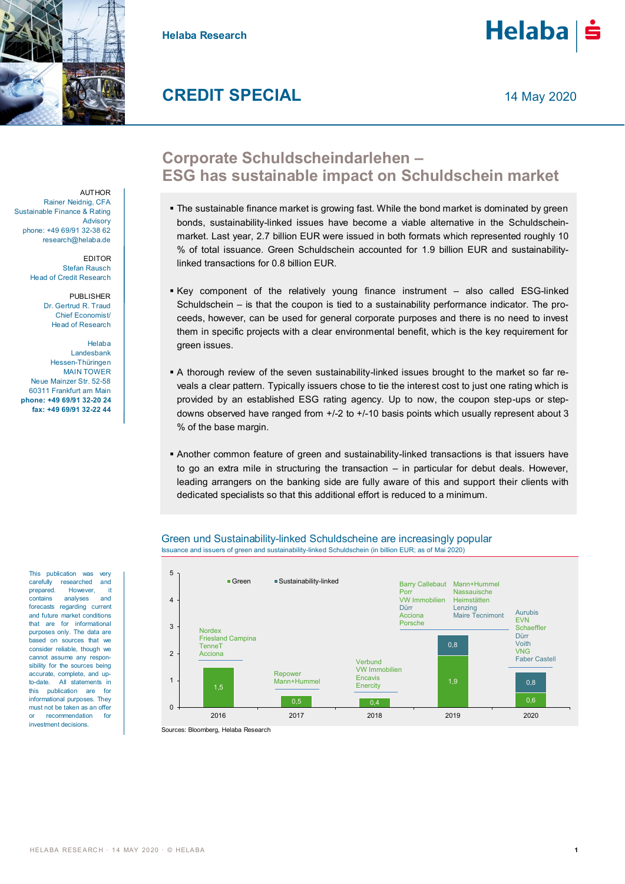Helaba Research

# CREDIT SPECIAL

14 May 2020

## Corporate Schuldscheindarlehen – ESG has sustainable impact on Schuldschein market

AUTHOR
Rainer Neidnig, CFA
Sustainable Finance & Rating Advisory
phone: +49 69/91 32-38 62
research@helaba.de

EDITOR
Stefan Rausch
Head of Credit Research

PUBLISHER
Dr. Gertrud R. Traud
Chief Economist/
Head of Research

Helaba
Landesbank
Hessen-Thüringen
MAIN TOWER
Neue Mainzer Str. 52-58
60311 Frankfurt am Main
**phone: +49 69/91 32-20 24**
**fax: +49 69/91 32-22 44**

- The sustainable finance market is growing fast. While the bond market is dominated by green bonds, sustainability-linked issues have become a viable alternative in the Schuldschein-market. Last year, 2.7 billion EUR were issued in both formats which represented roughly 10 % of total issuance. Green Schuldschein accounted for 1.9 billion EUR and sustainability-linked transactions for 0.8 billion EUR.
- Key component of the relatively young finance instrument – also called ESG-linked Schuldschein – is that the coupon is tied to a sustainability performance indicator. The proceeds, however, can be used for general corporate purposes and there is no need to invest them in specific projects with a clear environmental benefit, which is the key requirement for green issues.
- A thorough review of the seven sustainability-linked issues brought to the market so far reveals a clear pattern. Typically issuers chose to tie the interest cost to just one rating which is provided by an established ESG rating agency. Up to now, the coupon step-ups or step-downs observed have ranged from +/-2 to +/-10 basis points which usually represent about 3 % of the base margin.
- Another common feature of green and sustainability-linked transactions is that issuers have to go an extra mile in structuring the transaction – in particular for debut deals. However, leading arrangers on the banking side are fully aware of this and support their clients with dedicated specialists so that this additional effort is reduced to a minimum.

### Green und Sustainability-linked Schuldscheine are increasingly popular

Issuance and issuers of green and sustainability-linked Schuldschein (in billion EUR; as of Mai 2020)

| Year | Green | Sustainability-linked | Issuers |
|---|---|---|---|
| 2016 | 1,5 | | Nordex, Friesland Campina, TenneT, Acciona |
| 2017 | 0,5 | | Repower, Mann+Hummel |
| 2018 | 0,4 | | Verbund, VW Immobilien, Encavis, Enercity |
| 2019 | 1,9 | 0,8 | Barry Callebaut, Porr, VW Immobilien, Dürr, Acciona, Porsche, Mann+Hummel, Nassauische Heimstätten, Lenzing, Maire Tecnimont |
| 2020 | 0,6 | 0,8 | Aurubis, EVN, Schaeffler, Dürr, Voith, VNG, Faber Castell |

Sources: Bloomberg, Helaba Research

This publication was very carefully researched and prepared. However, it contains analyses and forecasts regarding current and future market conditions that are for informational purposes only. The data are based on sources that we consider reliable, though we cannot assume any responsibility for the sources being accurate, complete, and up-to-date. All statements in this publication are for informational purposes. They must not be taken as an offer or recommendation for investment decisions.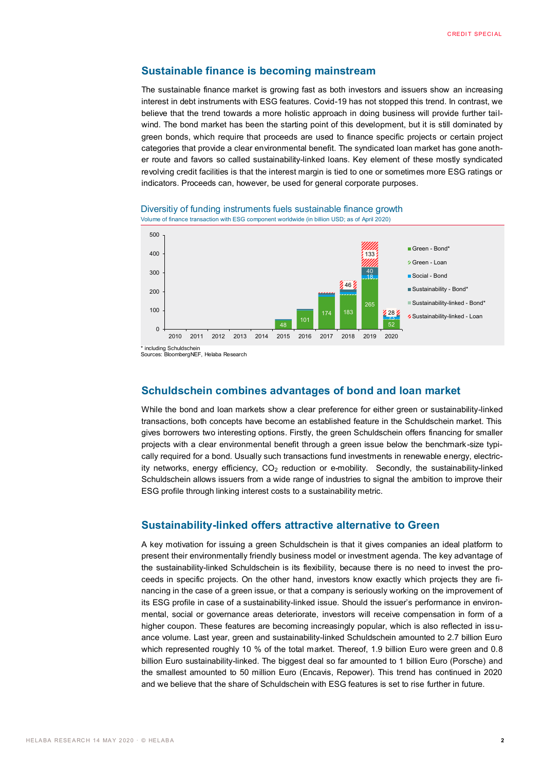## Sustainable finance is becoming mainstream

The sustainable finance market is growing fast as both investors and issuers show an increasing interest in debt instruments with ESG features. Covid-19 has not stopped this trend. In contrast, we believe that the trend towards a more holistic approach in doing business will provide further tailwind. The bond market has been the starting point of this development, but it is still dominated by green bonds, which require that proceeds are used to finance specific projects or certain project categories that provide a clear environmental benefit. The syndicated loan market has gone another route and favors so called sustainability-linked loans. Key element of these mostly syndicated revolving credit facilities is that the interest margin is tied to one or sometimes more ESG ratings or indicators. Proceeds can, however, be used for general corporate purposes.

Diversitiy of funding instruments fuels sustainable finance growth

Volume of finance transaction with ESG component worldwide (in billion USD; as of April 2020)

| Year | Green - Bond* | Green - Loan | Social - Bond | Sustainability - Bond* | Sustainability-linked - Bond* | Sustainability-linked - Loan |
|---|---|---|---|---|---|---|
| 2015 | 48 | | | | | |
| 2016 | 101 | | | | | |
| 2017 | 174 | | | | | |
| 2018 | 183 | | | | | 46 |
| 2019 | 265 | | 18 | 40 | | 133 |
| 2020 | 52 | | 13 | | | 28 |

\* including Schuldschein
Sources: BloombergNEF, Helaba Research

## Schuldschein combines advantages of bond and loan market

While the bond and loan markets show a clear preference for either green or sustainability-linked transactions, both concepts have become an established feature in the Schuldschein market. This gives borrowers two interesting options. Firstly, the green Schuldschein offers financing for smaller projects with a clear environmental benefit through a green issue below the benchmark-size typically required for a bond. Usually such transactions fund investments in renewable energy, electricity networks, energy efficiency, $CO_2$ reduction or e-mobility. Secondly, the sustainability-linked Schuldschein allows issuers from a wide range of industries to signal the ambition to improve their ESG profile through linking interest costs to a sustainability metric.

## Sustainability-linked offers attractive alternative to Green

A key motivation for issuing a green Schuldschein is that it gives companies an ideal platform to present their environmentally friendly business model or investment agenda. The key advantage of the sustainability-linked Schuldschein is its flexibility, because there is no need to invest the proceeds in specific projects. On the other hand, investors know exactly which projects they are financing in the case of a green issue, or that a company is seriously working on the improvement of its ESG profile in case of a sustainability-linked issue. Should the issuer's performance in environmental, social or governance areas deteriorate, investors will receive compensation in form of a higher coupon. These features are becoming increasingly popular, which is also reflected in issuance volume. Last year, green and sustainability-linked Schuldschein amounted to 2.7 billion Euro which represented roughly 10 % of the total market. Thereof, 1.9 billion Euro were green and 0.8 billion Euro sustainability-linked. The biggest deal so far amounted to 1 billion Euro (Porsche) and the smallest amounted to 50 million Euro (Encavis, Repower). This trend has continued in 2020 and we believe that the share of Schuldschein with ESG features is set to rise further in future.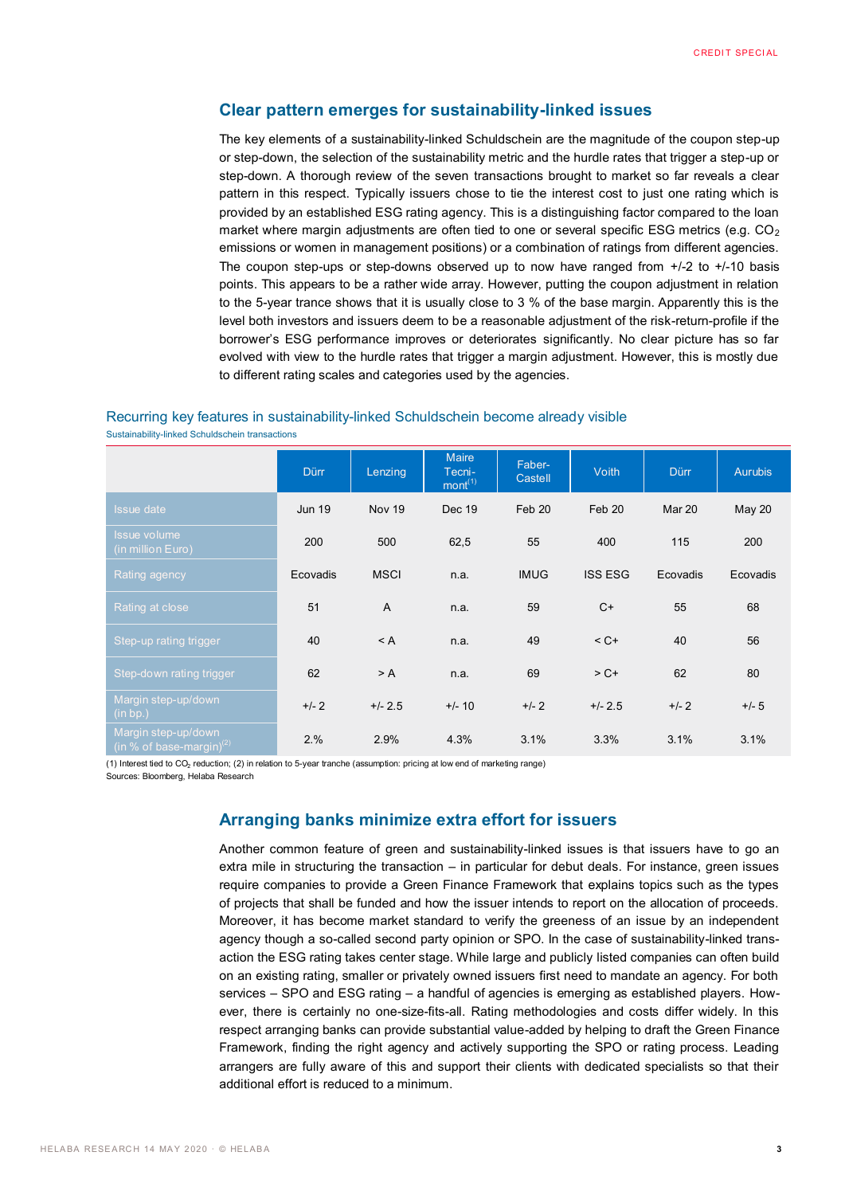## Clear pattern emerges for sustainability-linked issues

The key elements of a sustainability-linked Schuldschein are the magnitude of the coupon step-up or step-down, the selection of the sustainability metric and the hurdle rates that trigger a step-up or step-down. A thorough review of the seven transactions brought to market so far reveals a clear pattern in this respect. Typically issuers chose to tie the interest cost to just one rating which is provided by an established ESG rating agency. This is a distinguishing factor compared to the loan market where margin adjustments are often tied to one or several specific ESG metrics (e.g. $CO_2$ emissions or women in management positions) or a combination of ratings from different agencies. The coupon step-ups or step-downs observed up to now have ranged from +/-2 to +/-10 basis points. This appears to be a rather wide array. However, putting the coupon adjustment in relation to the 5-year trance shows that it is usually close to 3 % of the base margin. Apparently this is the level both investors and issuers deem to be a reasonable adjustment of the risk-return-profile if the borrower's ESG performance improves or deteriorates significantly. No clear picture has so far evolved with view to the hurdle rates that trigger a margin adjustment. However, this is mostly due to different rating scales and categories used by the agencies.

### Recurring key features in sustainability-linked Schuldschein become already visible

Sustainability-linked Schuldschein transactions

| | Dürr | Lenzing | Maire Tecni-mont[1] | Faber-Castell | Voith | Dürr | Aurubis |
|---|---|---|---|---|---|---|---|
| Issue date | Jun 19 | Nov 19 | Dec 19 | Feb 20 | Feb 20 | Mar 20 | May 20 |
| Issue volume (in million Euro) | 200 | 500 | 62,5 | 55 | 400 | 115 | 200 |
| Rating agency | Ecovadis | MSCI | n.a. | IMUG | ISS ESG | Ecovadis | Ecovadis |
| Rating at close | 51 | A | n.a. | 59 | C+ | 55 | 68 |
| Step-up rating trigger | 40 | < A | n.a. | 49 | < C+ | 40 | 56 |
| Step-down rating trigger | 62 | > A | n.a. | 69 | > C+ | 62 | 80 |
| Margin step-up/down (in bp.) | +/- 2 | +/- 2.5 | +/- 10 | +/- 2 | +/- 2.5 | +/- 2 | +/- 5 |
| Margin step-up/down (in % of base-margin)[2] | 2.% | 2.9% | 4.3% | 3.1% | 3.3% | 3.1% | 3.1% |

(1) Interest tied to $CO_2$ reduction; (2) in relation to 5-year tranche (assumption: pricing at low end of marketing range)
Sources: Bloomberg, Helaba Research

## Arranging banks minimize extra effort for issuers

Another common feature of green and sustainability-linked issues is that issuers have to go an extra mile in structuring the transaction – in particular for debut deals. For instance, green issues require companies to provide a Green Finance Framework that explains topics such as the types of projects that shall be funded and how the issuer intends to report on the allocation of proceeds. Moreover, it has become market standard to verify the greeness of an issue by an independent agency though a so-called second party opinion or SPO. In the case of sustainability-linked transaction the ESG rating takes center stage. While large and publicly listed companies can often build on an existing rating, smaller or privately owned issuers first need to mandate an agency. For both services – SPO and ESG rating – a handful of agencies is emerging as established players. However, there is certainly no one-size-fits-all. Rating methodologies and costs differ widely. In this respect arranging banks can provide substantial value-added by helping to draft the Green Finance Framework, finding the right agency and actively supporting the SPO or rating process. Leading arrangers are fully aware of this and support their clients with dedicated specialists so that their additional effort is reduced to a minimum.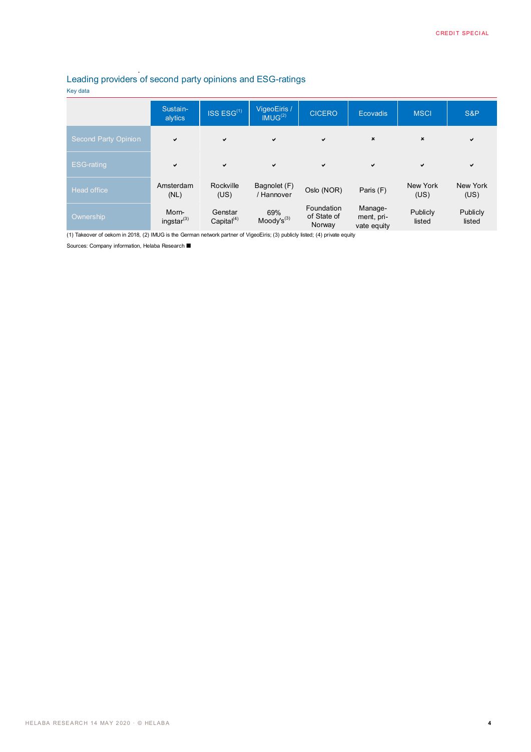## Leading providers of second party opinions and ESG-ratings

Key data

| | Sustainalytics | ISS ESG[1] | VigeoEiris / IMUG[2] | CICERO | Ecovadis | MSCI | S&P |
|---|---|---|---|---|---|---|---|
| Second Party Opinion | ✔ | ✔ | ✔ | ✔ | ✖ | ✖ | ✔ |
| ESG-rating | ✔ | ✔ | ✔ | ✔ | ✔ | ✔ | ✔ |
| Head office | Amsterdam (NL) | Rockville (US) | Bagnolet (F) / Hannover | Oslo (NOR) | Paris (F) | New York (US) | New York (US) |
| Ownership | Morningstar[3] | Genstar Capital[4] | 69% Moody's[3] | Foundation of State of Norway | Management, private equity | Publicly listed | Publicly listed |

(1) Takeover of oekom in 2018, (2) IMUG is the German network partner of VigeoEiris; (3) publicly listed; (4) private equity

Sources: Company information, Helaba Research ■